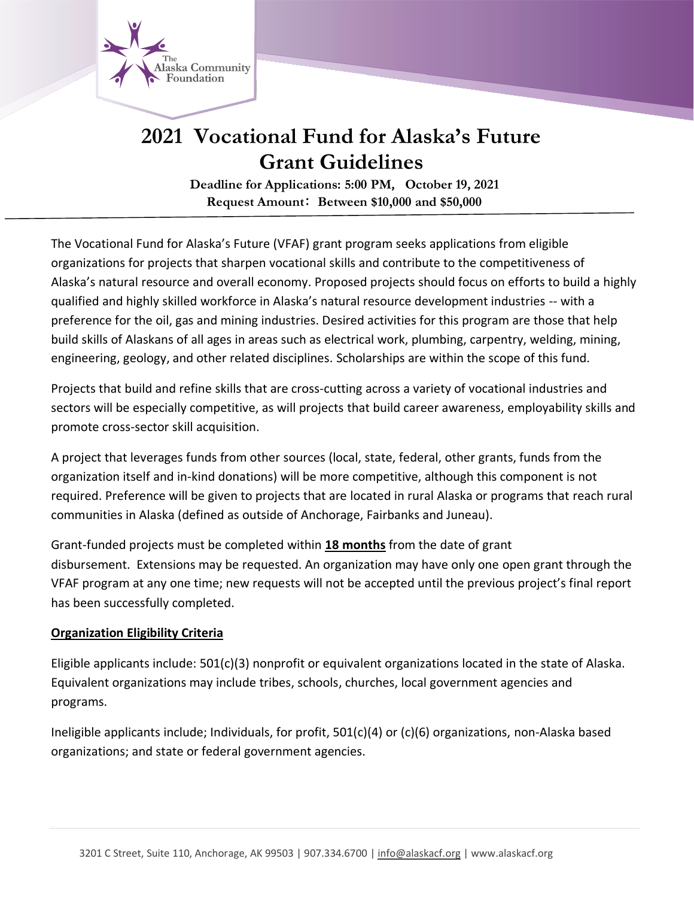# 2021 Vocational Fund for Alaska's Future Grant Guidelines

**Deadline for Applications: 5:00 PM, October 19, 2021**
**Request Amount: Between $10,000 and $50,000**

The Vocational Fund for Alaska's Future (VFAF) grant program seeks applications from eligible organizations for projects that sharpen vocational skills and contribute to the competitiveness of Alaska's natural resource and overall economy. Proposed projects should focus on efforts to build a highly qualified and highly skilled workforce in Alaska's natural resource development industries -- with a preference for the oil, gas and mining industries. Desired activities for this program are those that help build skills of Alaskans of all ages in areas such as electrical work, plumbing, carpentry, welding, mining, engineering, geology, and other related disciplines. Scholarships are within the scope of this fund.

Projects that build and refine skills that are cross-cutting across a variety of vocational industries and sectors will be especially competitive, as will projects that build career awareness, employability skills and promote cross-sector skill acquisition.

A project that leverages funds from other sources (local, state, federal, other grants, funds from the organization itself and in-kind donations) will be more competitive, although this component is not required. Preference will be given to projects that are located in rural Alaska or programs that reach rural communities in Alaska (defined as outside of Anchorage, Fairbanks and Juneau).

Grant-funded projects must be completed within **18 months** from the date of grant disbursement. Extensions may be requested. An organization may have only one open grant through the VFAF program at any one time; new requests will not be accepted until the previous project's final report has been successfully completed.

**Organization Eligibility Criteria**

Eligible applicants include: 501(c)(3) nonprofit or equivalent organizations located in the state of Alaska. Equivalent organizations may include tribes, schools, churches, local government agencies and programs.

Ineligible applicants include; Individuals, for profit, 501(c)(4) or (c)(6) organizations, non-Alaska based organizations; and state or federal government agencies.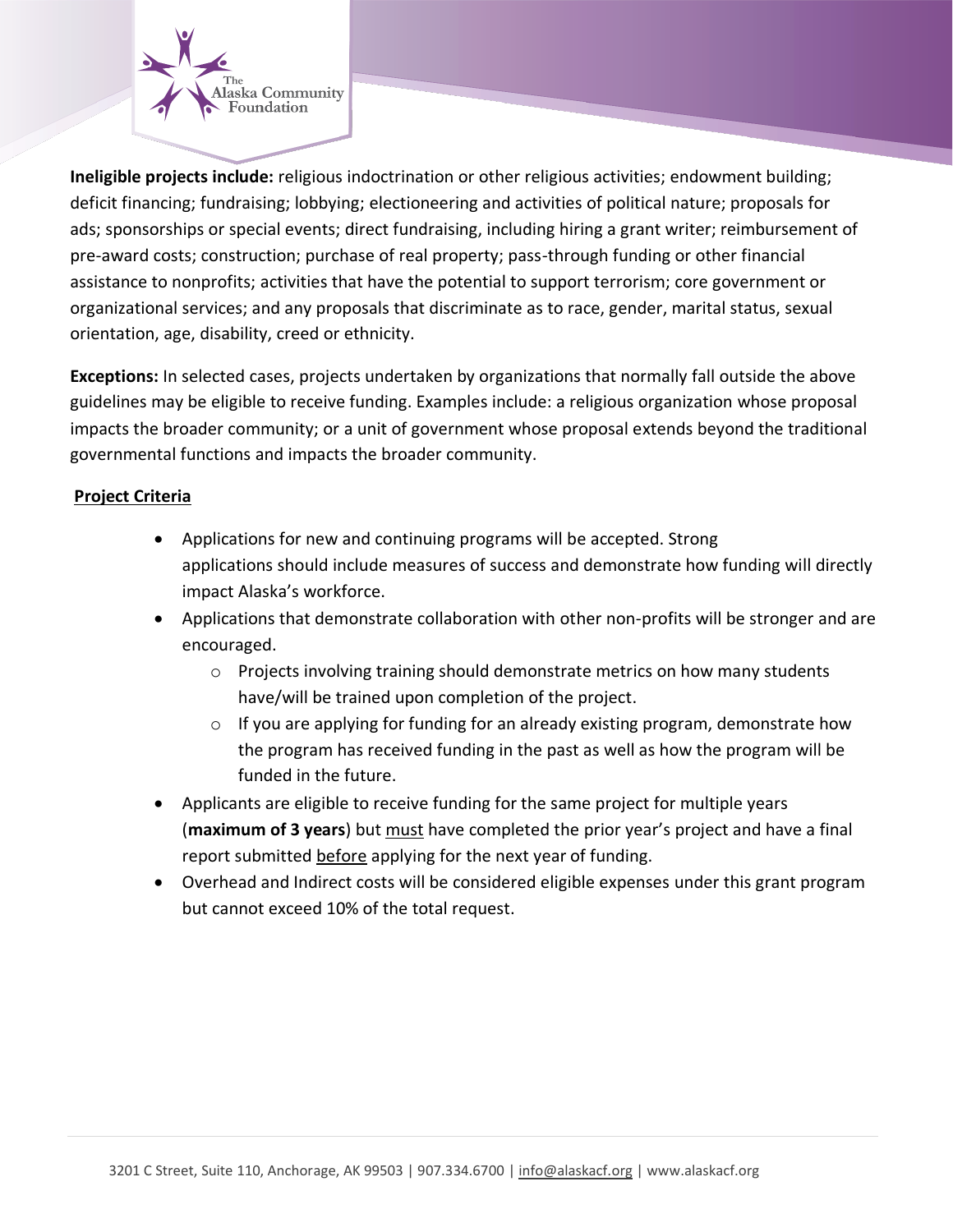**Ineligible projects include:** religious indoctrination or other religious activities; endowment building; deficit financing; fundraising; lobbying; electioneering and activities of political nature; proposals for ads; sponsorships or special events; direct fundraising, including hiring a grant writer; reimbursement of pre-award costs; construction; purchase of real property; pass-through funding or other financial assistance to nonprofits; activities that have the potential to support terrorism; core government or organizational services; and any proposals that discriminate as to race, gender, marital status, sexual orientation, age, disability, creed or ethnicity.

**Exceptions:** In selected cases, projects undertaken by organizations that normally fall outside the above guidelines may be eligible to receive funding. Examples include: a religious organization whose proposal impacts the broader community; or a unit of government whose proposal extends beyond the traditional governmental functions and impacts the broader community.

**Project Criteria**

- Applications for new and continuing programs will be accepted. Strong applications should include measures of success and demonstrate how funding will directly impact Alaska's workforce.
- Applications that demonstrate collaboration with other non-profits will be stronger and are encouraged.
    - Projects involving training should demonstrate metrics on how many students have/will be trained upon completion of the project.
    - If you are applying for funding for an already existing program, demonstrate how the program has received funding in the past as well as how the program will be funded in the future.
- Applicants are eligible to receive funding for the same project for multiple years (**maximum of 3 years**) but must have completed the prior year's project and have a final report submitted before applying for the next year of funding.
- Overhead and Indirect costs will be considered eligible expenses under this grant program but cannot exceed 10% of the total request.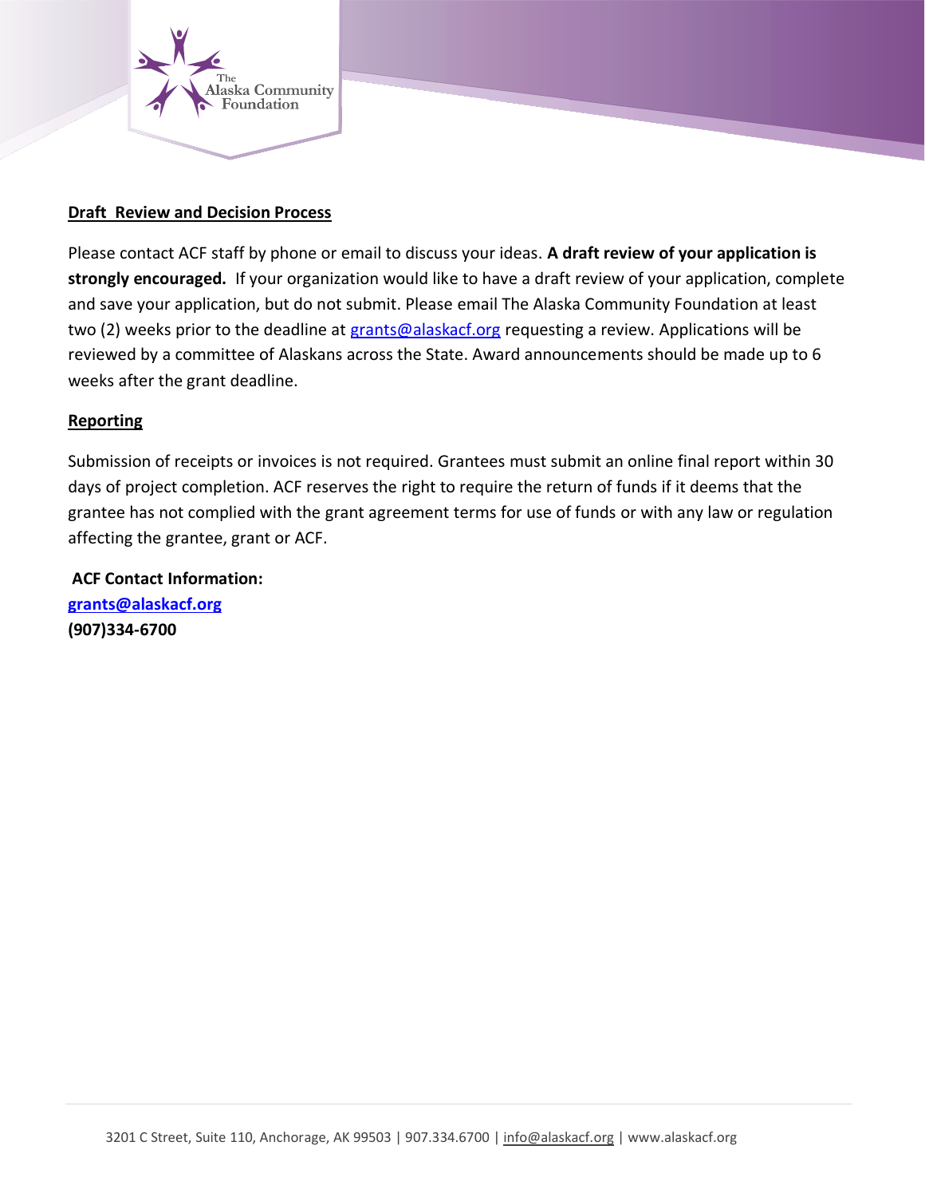**Draft Review and Decision Process**

Please contact ACF staff by phone or email to discuss your ideas. **A draft review of your application is strongly encouraged.** If your organization would like to have a draft review of your application, complete and save your application, but do not submit. Please email The Alaska Community Foundation at least two (2) weeks prior to the deadline at grants@alaskacf.org requesting a review. Applications will be reviewed by a committee of Alaskans across the State. Award announcements should be made up to 6 weeks after the grant deadline.

**Reporting**

Submission of receipts or invoices is not required. Grantees must submit an online final report within 30 days of project completion. ACF reserves the right to require the return of funds if it deems that the grantee has not complied with the grant agreement terms for use of funds or with any law or regulation affecting the grantee, grant or ACF.

**ACF Contact Information:**
**grants@alaskacf.org**
**(907)334-6700**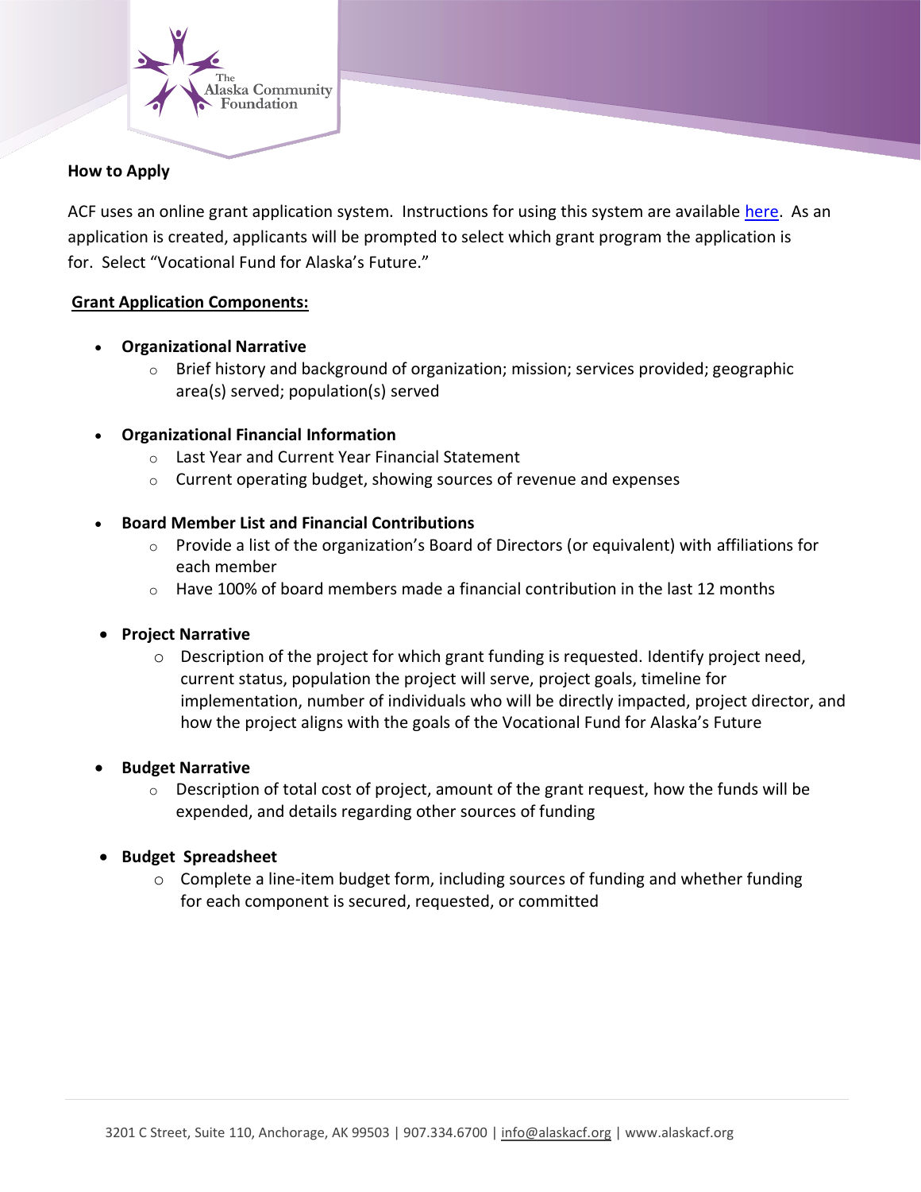## How to Apply

ACF uses an online grant application system. Instructions for using this system are available here. As an application is created, applicants will be prompted to select which grant program the application is for. Select "Vocational Fund for Alaska's Future."

### Grant Application Components:

- **Organizational Narrative**
  - Brief history and background of organization; mission; services provided; geographic area(s) served; population(s) served
- **Organizational Financial Information**
  - Last Year and Current Year Financial Statement
  - Current operating budget, showing sources of revenue and expenses
- **Board Member List and Financial Contributions**
  - Provide a list of the organization's Board of Directors (or equivalent) with affiliations for each member
  - Have 100% of board members made a financial contribution in the last 12 months
- **Project Narrative**
  - Description of the project for which grant funding is requested. Identify project need, current status, population the project will serve, project goals, timeline for implementation, number of individuals who will be directly impacted, project director, and how the project aligns with the goals of the Vocational Fund for Alaska's Future
- **Budget Narrative**
  - Description of total cost of project, amount of the grant request, how the funds will be expended, and details regarding other sources of funding
- **Budget Spreadsheet**
  - Complete a line-item budget form, including sources of funding and whether funding for each component is secured, requested, or committed